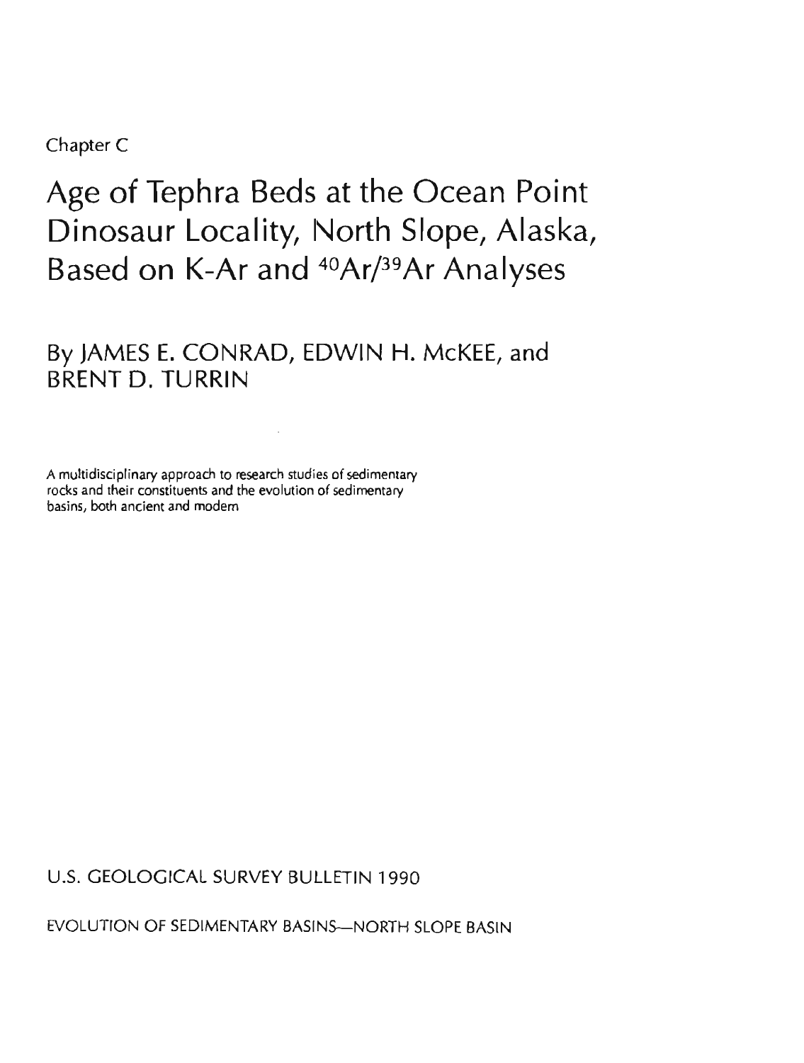Chapter C

# Age of Tephra Beds at the Ocean Point Dinosaur Locality, North Slope, Alaska, Based on K-Ar and $^{40}Ar/^{39}Ar$ Analyses

## By JAMES E. CONRAD, EDWIN H. McKEE, and BRENT D. TURRIN

A multidisciplinary approach to research studies of sedimentary rocks and their constituents and the evolution of sedimentary basins, both ancient and modern

U.S. GEOLOGICAL SURVEY BULLETIN 1990

EVOLUTION OF SEDIMENTARY BASINS—NORTH SLOPE BASIN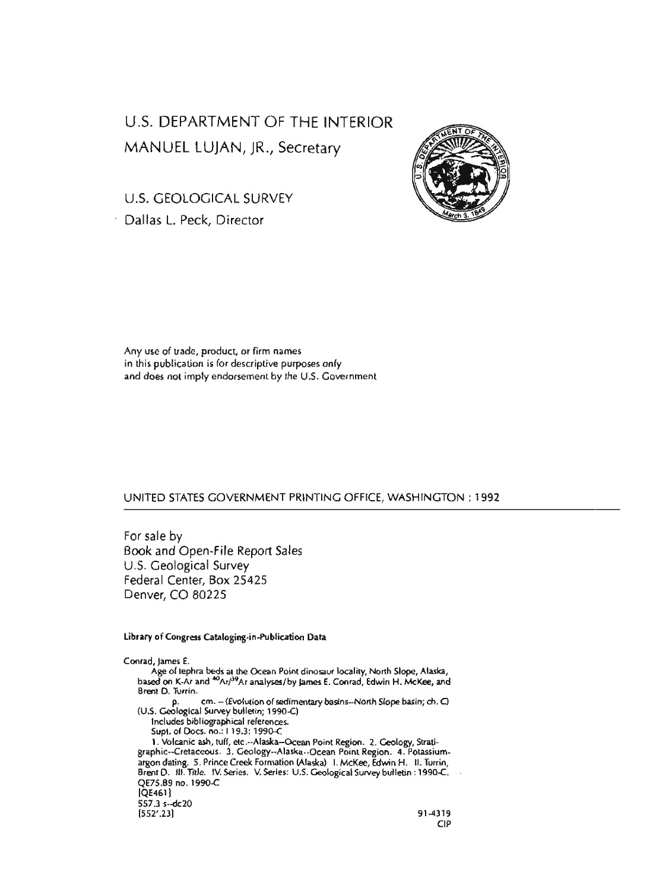U.S. DEPARTMENT OF THE INTERIOR

MANUEL LUJAN, JR., Secretary

U.S. GEOLOGICAL SURVEY

Dallas L. Peck, Director

Any use of trade, product, or firm names in this publication is for descriptive purposes only and does not imply endorsement by the U.S. Government

UNITED STATES GOVERNMENT PRINTING OFFICE, WASHINGTON : 1992

For sale by
Book and Open-File Report Sales
U.S. Geological Survey
Federal Center, Box 25425
Denver, CO 80225

**Library of Congress Cataloging-in-Publication Data**

Conrad, James E.
Age of tephra beds at the Ocean Point dinosaur locality, North Slope, Alaska, based on K-Ar and $^{40}Ar/^{39}Ar$ analyses/by James E. Conrad, Edwin H. McKee, and Brent D. Turrin.
p. cm. – (Evolution of sedimentary basins–North Slope basin; ch. C)
(U.S. Geological Survey bulletin; 1990-C)
Includes bibliographical references.
Supt. of Docs. no.: I 19.3: 1990-C
1. Volcanic ash, tuff, etc.--Alaska--Ocean Point Region. 2. Geology, Stratigraphic--Cretaceous. 3. Geology--Alaska--Ocean Point Region. 4. Potassium-argon dating. 5. Prince Creek Formation (Alaska) I. McKee, Edwin H. II. Turrin, Brent D. III. Title. IV. Series. V. Series: U.S. Geological Survey bulletin : 1990-C.
QE75.B9 no. 1990-C
[QE461]
557.3 s--dc20
[552'.23]

91-4319
CIP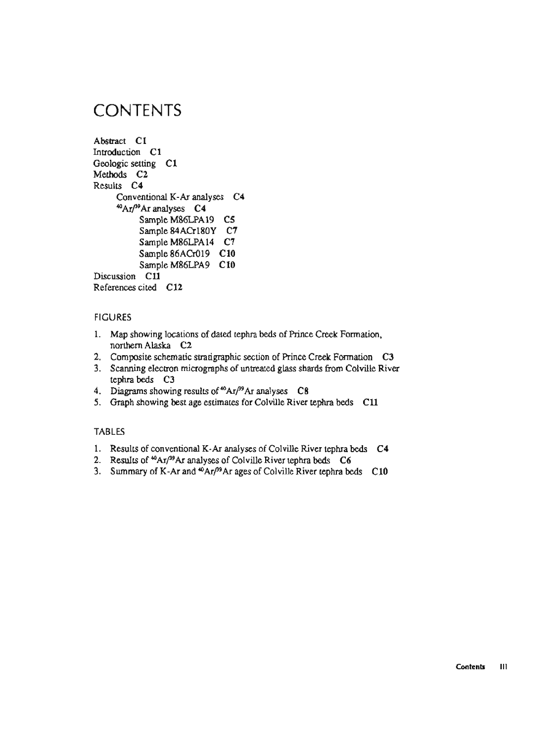# CONTENTS

Abstract C1
Introduction C1
Geologic setting C1
Methods C2
Results C4
- Conventional K-Ar analyses C4
- $^{40}Ar/^{39}Ar$ analyses C4
  - Sample M86LPA19 C5
  - Sample 84ACr180Y C7
  - Sample M86LPA14 C7
  - Sample 86ACr019 C10
  - Sample M86LPA9 C10

Discussion C11
References cited C12

## FIGURES

1. Map showing locations of dated tephra beds of Prince Creek Formation, northern Alaska C2
2. Composite schematic stratigraphic section of Prince Creek Formation C3
3. Scanning electron micrographs of untreated glass shards from Colville River tephra beds C3
4. Diagrams showing results of $^{40}Ar/^{39}Ar$ analyses C8
5. Graph showing best age estimates for Colville River tephra beds C11

## TABLES

1. Results of conventional K-Ar analyses of Colville River tephra beds C4
2. Results of $^{40}Ar/^{39}Ar$ analyses of Colville River tephra beds C6
3. Summary of K-Ar and $^{40}Ar/^{39}Ar$ ages of Colville River tephra beds C10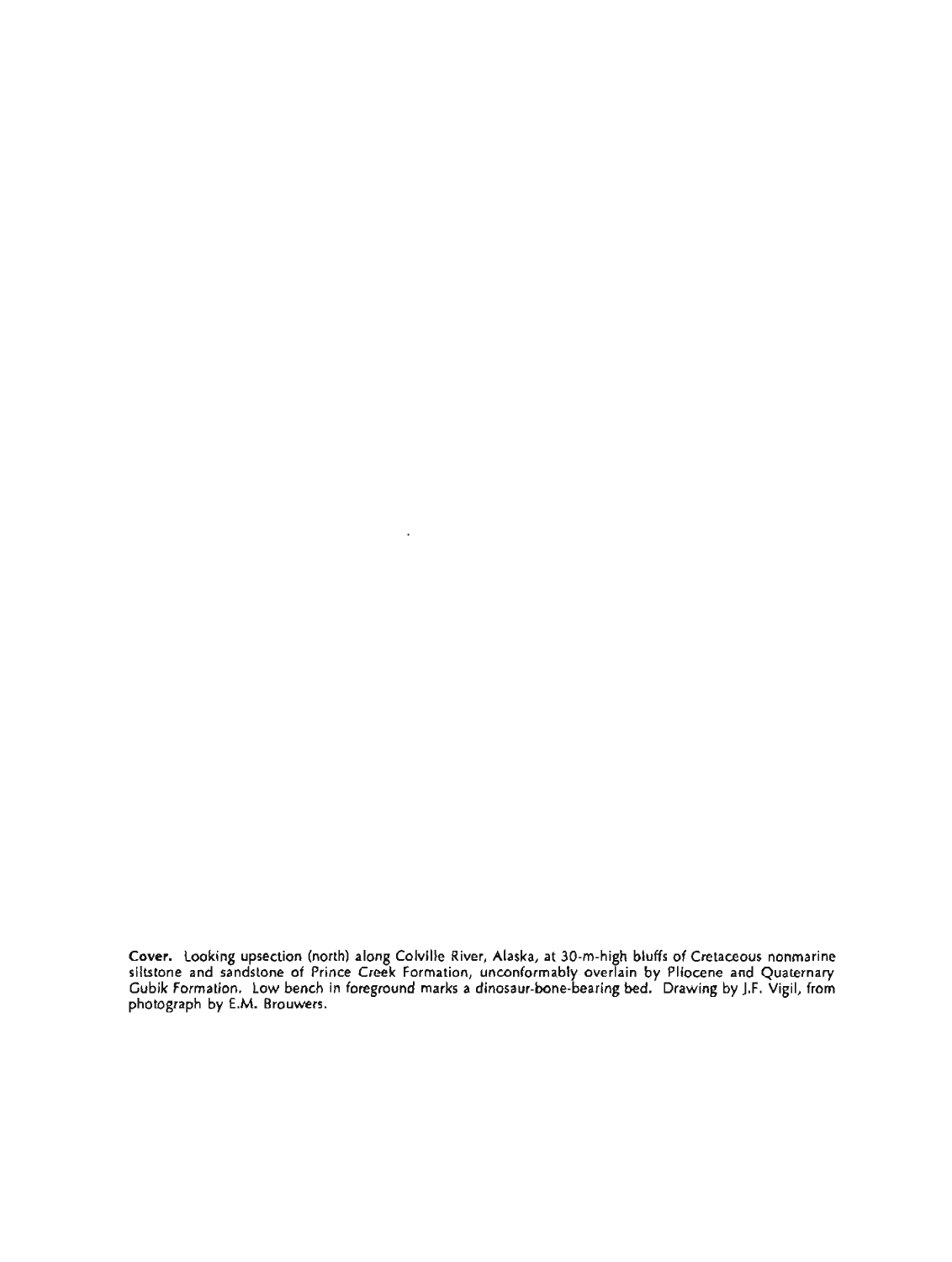**Cover.** Looking upsection (north) along Colville River, Alaska, at 30-m-high bluffs of Cretaceous nonmarine siltstone and sandstone of Prince Creek Formation, unconformably overlain by Pliocene and Quaternary Gubik Formation. Low bench in foreground marks a dinosaur-bone-bearing bed. Drawing by J.F. Vigil, from photograph by E.M. Brouwers.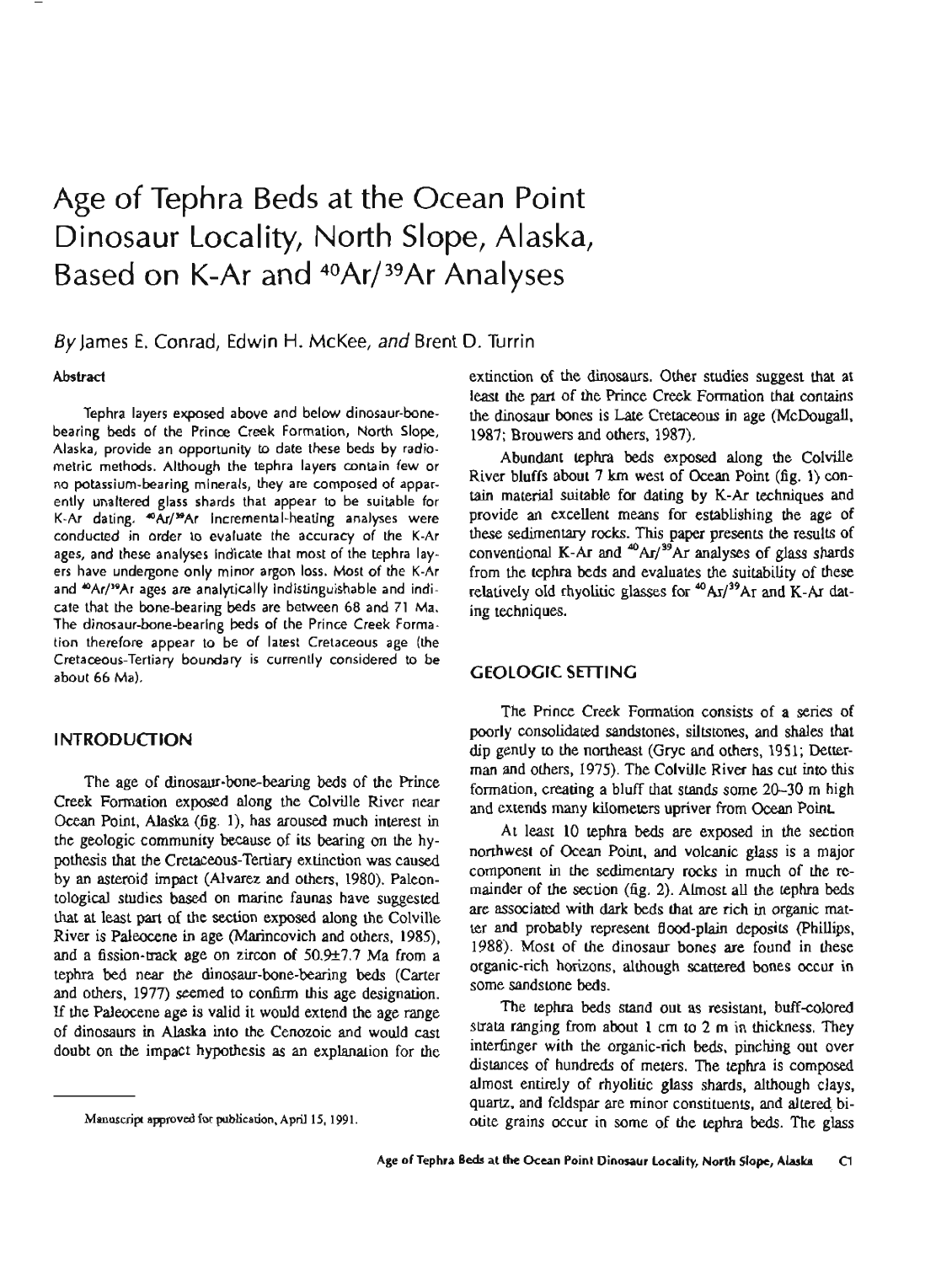# Age of Tephra Beds at the Ocean Point Dinosaur Locality, North Slope, Alaska, Based on K-Ar and $^{40}Ar/^{39}Ar$ Analyses

*By* James E. Conrad, Edwin H. McKee, *and* Brent D. Turrin

### Abstract

Tephra layers exposed above and below dinosaur-bone-bearing beds of the Prince Creek Formation, North Slope, Alaska, provide an opportunity to date these beds by radiometric methods. Although the tephra layers contain few or no potassium-bearing minerals, they are composed of apparently unaltered glass shards that appear to be suitable for K-Ar dating. $^{40}Ar/^{39}Ar$ incremental-heating analyses were conducted in order to evaluate the accuracy of the K-Ar ages, and these analyses indicate that most of the tephra layers have undergone only minor argon loss. Most of the K-Ar and $^{40}Ar/^{39}Ar$ ages are analytically indistinguishable and indicate that the bone-bearing beds are between 68 and 71 Ma. The dinosaur-bone-bearing beds of the Prince Creek Formation therefore appear to be of latest Cretaceous age (the Cretaceous-Tertiary boundary is currently considered to be about 66 Ma).

## INTRODUCTION

The age of dinosaur-bone-bearing beds of the Prince Creek Formation exposed along the Colville River near Ocean Point, Alaska (fig. 1), has aroused much interest in the geologic community because of its bearing on the hypothesis that the Cretaceous-Tertiary extinction was caused by an asteroid impact (Alvarez and others, 1980). Paleontological studies based on marine faunas have suggested that at least part of the section exposed along the Colville River is Paleocene in age (Marincovich and others, 1985), and a fission-track age on zircon of 50.9±7.7 Ma from a tephra bed near the dinosaur-bone-bearing beds (Carter and others, 1977) seemed to confirm this age designation. If the Paleocene age is valid it would extend the age range of dinosaurs in Alaska into the Cenozoic and would cast doubt on the impact hypothesis as an explanation for the extinction of the dinosaurs. Other studies suggest that at least the part of the Prince Creek Formation that contains the dinosaur bones is Late Cretaceous in age (McDougall, 1987; Brouwers and others, 1987).

Abundant tephra beds exposed along the Colville River bluffs about 7 km west of Ocean Point (fig. 1) contain material suitable for dating by K-Ar techniques and provide an excellent means for establishing the age of these sedimentary rocks. This paper presents the results of conventional K-Ar and $^{40}Ar/^{39}Ar$ analyses of glass shards from the tephra beds and evaluates the suitability of these relatively old rhyolitic glasses for $^{40}Ar/^{39}Ar$ and K-Ar dating techniques.

Manuscript approved for publication, April 15, 1991.

## GEOLOGIC SETTING

The Prince Creek Formation consists of a series of poorly consolidated sandstones, siltstones, and shales that dip gently to the northeast (Gryc and others, 1951; Detterman and others, 1975). The Colville River has cut into this formation, creating a bluff that stands some 20–30 m high and extends many kilometers upriver from Ocean Point.

At least 10 tephra beds are exposed in the section northwest of Ocean Point, and volcanic glass is a major component in the sedimentary rocks in much of the remainder of the section (fig. 2). Almost all the tephra beds are associated with dark beds that are rich in organic matter and probably represent flood-plain deposits (Phillips, 1988). Most of the dinosaur bones are found in these organic-rich horizons, although scattered bones occur in some sandstone beds.

The tephra beds stand out as resistant, buff-colored strata ranging from about 1 cm to 2 m in thickness. They interfinger with the organic-rich beds, pinching out over distances of hundreds of meters. The tephra is composed almost entirely of rhyolitic glass shards, although clays, quartz, and feldspar are minor constituents, and altered biotite grains occur in some of the tephra beds. The glass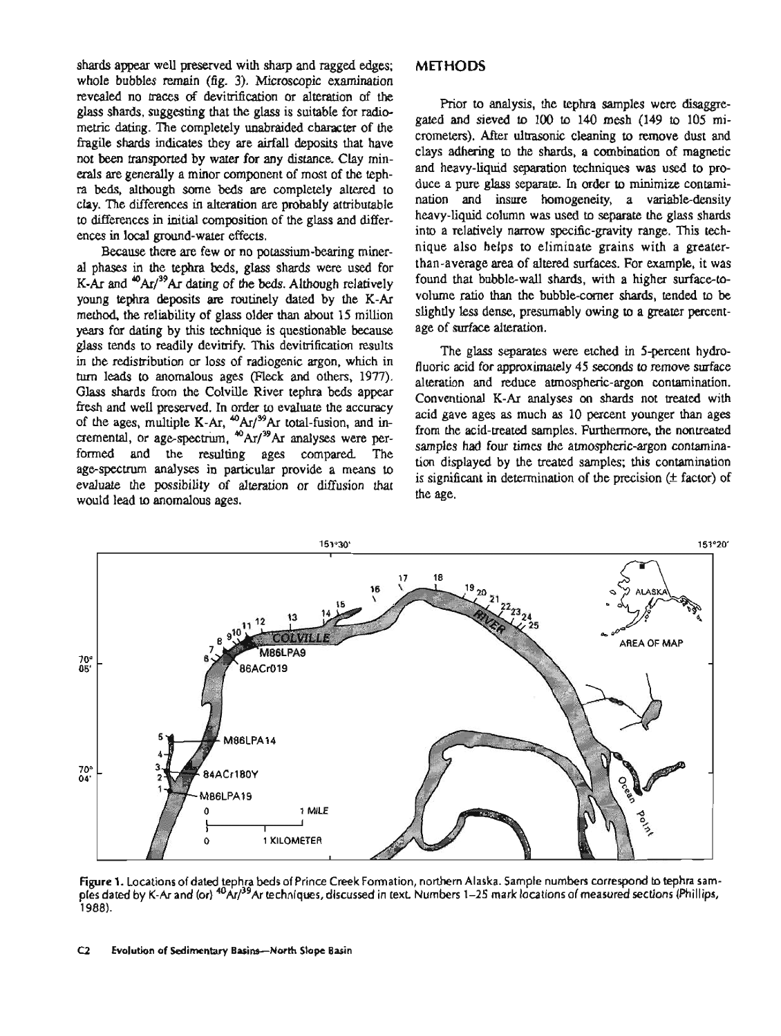shards appear well preserved with sharp and ragged edges; whole bubbles remain (fig. 3). Microscopic examination revealed no traces of devitrification or alteration of the glass shards, suggesting that the glass is suitable for radiometric dating. The completely unabraided character of the fragile shards indicates they are airfall deposits that have not been transported by water for any distance. Clay minerals are generally a minor component of most of the tephra beds, although some beds are completely altered to clay. The differences in alteration are probably attributable to differences in initial composition of the glass and differences in local ground-water effects.

Because there are few or no potassium-bearing mineral phases in the tephra beds, glass shards were used for K-Ar and $^{40}Ar/^{39}Ar$ dating of the beds. Although relatively young tephra deposits are routinely dated by the K-Ar method, the reliability of glass older than about 15 million years for dating by this technique is questionable because glass tends to readily devitrify. This devitrification results in the redistribution or loss of radiogenic argon, which in turn leads to anomalous ages (Fleck and others, 1977). Glass shards from the Colville River tephra beds appear fresh and well preserved. In order to evaluate the accuracy of the ages, multiple K-Ar, $^{40}Ar/^{39}Ar$ total-fusion, and incremental, or age-spectrum, $^{40}Ar/^{39}Ar$ analyses were performed and the resulting ages compared. The age-spectrum analyses in particular provide a means to evaluate the possibility of alteration or diffusion that would lead to anomalous ages.

## METHODS

Prior to analysis, the tephra samples were disaggregated and sieved to 100 to 140 mesh (149 to 105 micrometers). After ultrasonic cleaning to remove dust and clays adhering to the shards, a combination of magnetic and heavy-liquid separation techniques was used to produce a pure glass separate. In order to minimize contamination and insure homogeneity, a variable-density heavy-liquid column was used to separate the glass shards into a relatively narrow specific-gravity range. This technique also helps to eliminate grains with a greater-than-average area of altered surfaces. For example, it was found that bubble-wall shards, with a higher surface-to-volume ratio than the bubble-corner shards, tended to be slightly less dense, presumably owing to a greater percentage of surface alteration.

The glass separates were etched in 5-percent hydrofluoric acid for approximately 45 seconds to remove surface alteration and reduce atmospheric-argon contamination. Conventional K-Ar analyses on shards not treated with acid gave ages as much as 10 percent younger than ages from the acid-treated samples. Furthermore, the nontreated samples had four times the atmospheric-argon contamination displayed by the treated samples; this contamination is significant in determination of the precision (± factor) of the age.

**Figure 1.** Locations of dated tephra beds of Prince Creek Formation, northern Alaska. Sample numbers correspond to tephra samples dated by K-Ar and (or) $^{40}Ar/^{39}Ar$ techniques, discussed in text. Numbers 1–25 mark locations of measured sections (Phillips, 1988).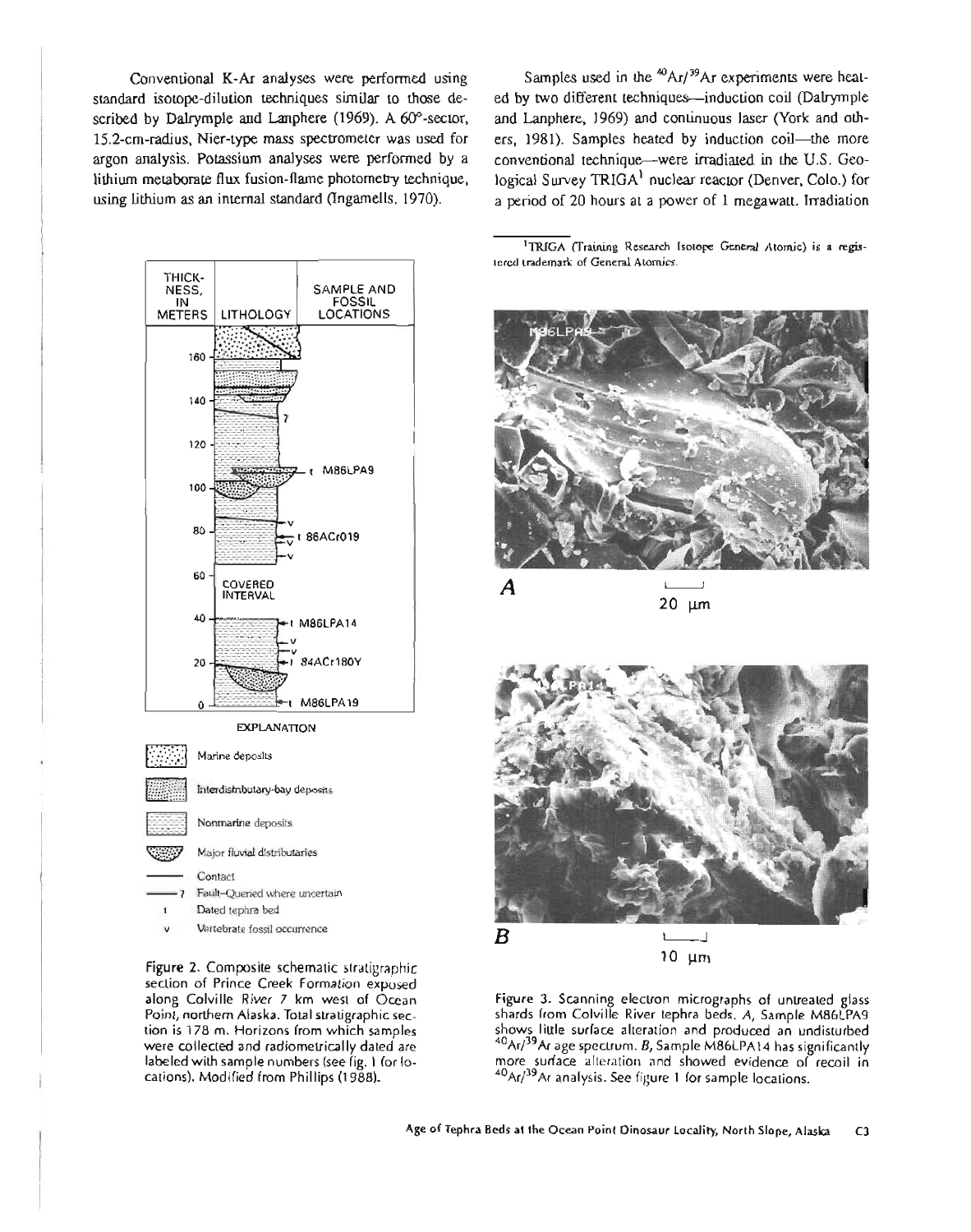Conventional K-Ar analyses were performed using standard isotope-dilution techniques similar to those described by Dalrymple and Lanphere (1969). A 60°-sector, 15.2-cm-radius, Nier-type mass spectrometer was used for argon analysis. Potassium analyses were performed by a lithium metaborate flux fusion-flame photometry technique, using lithium as an internal standard (Ingamells, 1970).

Samples used in the $^{40}Ar/^{39}Ar$ experiments were heated by two different techniques—induction coil (Dalrymple and Lanphere, 1969) and continuous laser (York and others, 1981). Samples heated by induction coil—the more conventional technique—were irradiated in the U.S. Geological Survey TRIGA[1] nuclear reactor (Denver, Colo.) for a period of 20 hours at a power of 1 megawatt. Irradiation

[1] TRIGA (Training Research Isotope General Atomic) is a registered trademark of General Atomics.

Figure 2. Composite schematic stratigraphic section of Prince Creek Formation exposed along Colville River 7 km west of Ocean Point, northern Alaska. Total stratigraphic section is 178 m. Horizons from which samples were collected and radiometrically dated are labeled with sample numbers (see fig. 1 for locations). Modified from Phillips (1988).

Figure 3. Scanning electron micrographs of untreated glass shards from Colville River tephra beds. *A*, Sample M86LPA9 shows little surface alteration and produced an undisturbed $^{40}Ar/^{39}Ar$ age spectrum. *B*, Sample M86LPA14 has significantly more surface alteration and showed evidence of recoil in $^{40}Ar/^{39}Ar$ analysis. See figure 1 for sample locations.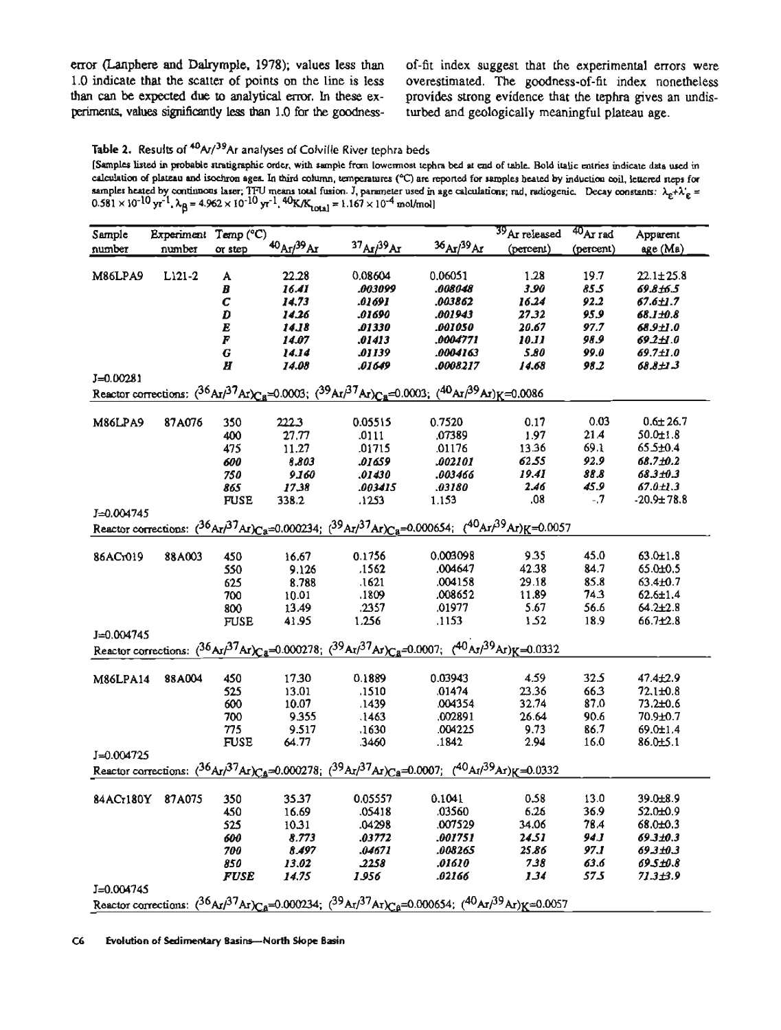error (Lanphere and Dalrymple, 1978); values less than 1.0 indicate that the scatter of points on the line is less than can be expected due to analytical error. In these experiments, values significantly less than 1.0 for the goodness-of-fit index suggest that the experimental errors were overestimated. The goodness-of-fit index nonetheless provides strong evidence that the tephra gives an undisturbed and geologically meaningful plateau age.

**Table 2.** Results of $^{40}Ar/^{39}Ar$ analyses of Colville River tephra beds

[Samples listed in probable stratigraphic order, with sample from lowermost tephra bed at end of table. Bold italic entries indicate data used in calculation of plateau and isochron ages. In third column, temperatures (°C) are reported for samples heated by induction coil, lettered steps for samples heated by continuous laser; TFU means total fusion. J, parameter used in age calculations; rad, radiogenic. Decay constants: $\lambda_\epsilon+\lambda'_\epsilon = 0.581 \times 10^{-10}\ yr^{-1}$, $\lambda_\beta = 4.962 \times 10^{-10}\ yr^{-1}$, $^{40}K/K_{total} = 1.167 \times 10^{-4}$ mol/mol]

| Sample number | Experiment number | Temp (°C) or step | $^{40}Ar/^{39}Ar$ | $^{37}Ar/^{39}Ar$ | $^{36}Ar/^{39}Ar$ | $^{39}Ar$ released (percent) | $^{40}Ar$ rad (percent) | Apparent age (Ma) |
|---|---|---|---|---|---|---|---|---|
| M86LPA9 | L121-2 | A | 22.28 | 0.08604 | 0.06051 | 1.28 | 19.7 | 22.1±25.8 |
| | | ***B*** | ***16.41*** | ***.003099*** | ***.008048*** | ***3.90*** | ***85.5*** | ***69.8±6.5*** |
| | | ***C*** | ***14.73*** | ***.01691*** | ***.003862*** | ***16.24*** | ***92.2*** | ***67.6±1.7*** |
| | | ***D*** | ***14.26*** | ***.01690*** | ***.001943*** | ***27.32*** | ***95.9*** | ***68.1±0.8*** |
| | | ***E*** | ***14.18*** | ***.01330*** | ***.001050*** | ***20.67*** | ***97.7*** | ***68.9±1.0*** |
| | | ***F*** | ***14.07*** | ***.01413*** | ***.0004771*** | ***10.11*** | ***98.9*** | ***69.2±1.0*** |
| | | ***G*** | ***14.14*** | ***.01139*** | ***.0004163*** | ***5.80*** | ***99.0*** | ***69.7±1.0*** |
| | | ***H*** | ***14.08*** | ***.01649*** | ***.0008217*** | ***14.68*** | ***98.2*** | ***68.8±1.3*** |
| J=0.00281 | | | | | | | | |
| Reactor corrections: $(^{36}Ar/^{37}Ar)_{Ca}$=0.0003; $(^{39}Ar/^{37}Ar)_{Ca}$=0.0003; $(^{40}Ar/^{39}Ar)_K$=0.0086 | | | | | | | | |
| M86LPA9 | 87A076 | 350 | 222.3 | 0.05515 | 0.7520 | 0.17 | 0.03 | 0.6±26.7 |
| | | 400 | 27.77 | .0111 | .07389 | 1.97 | 21.4 | 50.0±1.8 |
| | | 475 | 11.27 | .01715 | .01176 | 13.36 | 69.1 | 65.5±0.4 |
| | | ***600*** | ***8.803*** | ***.01659*** | ***.002101*** | ***62.55*** | ***92.9*** | ***68.7±0.2*** |
| | | ***750*** | ***9.160*** | ***.01430*** | ***.003466*** | ***19.41*** | ***88.8*** | ***68.3±0.3*** |
| | | ***865*** | ***17.38*** | ***.003415*** | ***.03180*** | ***2.46*** | ***45.9*** | ***67.0±1.3*** |
| | | FUSE | 338.2 | .1253 | 1.153 | .08 | -.7 | -20.9±78.8 |
| J=0.004745 | | | | | | | | |
| Reactor corrections: $(^{36}Ar/^{37}Ar)_{Ca}$=0.000234; $(^{39}Ar/^{37}Ar)_{Ca}$=0.000654; $(^{40}Ar/^{39}Ar)_K$=0.0057 | | | | | | | | |
| 86ACr019 | 88A003 | 450 | 16.67 | 0.1756 | 0.003098 | 9.35 | 45.0 | 63.0±1.8 |
| | | 550 | 9.126 | .1562 | .004647 | 42.38 | 84.7 | 65.0±0.5 |
| | | 625 | 8.788 | .1621 | .004158 | 29.18 | 85.8 | 63.4±0.7 |
| | | 700 | 10.01 | .1809 | .008652 | 11.89 | 74.3 | 62.6±1.4 |
| | | 800 | 13.49 | .2357 | .01977 | 5.67 | 56.6 | 64.2±2.8 |
| | | FUSE | 41.95 | 1.256 | .1153 | 1.52 | 18.9 | 66.7±2.8 |
| J=0.004745 | | | | | | | | |
| Reactor corrections: $(^{36}Ar/^{37}Ar)_{Ca}$=0.000278; $(^{39}Ar/^{37}Ar)_{Ca}$=0.0007; $(^{40}Ar/^{39}Ar)_K$=0.0332 | | | | | | | | |
| M86LPA14 | 88A004 | 450 | 17.30 | 0.1889 | 0.03943 | 4.59 | 32.5 | 47.4±2.9 |
| | | 525 | 13.01 | .1510 | .01474 | 23.36 | 66.3 | 72.1±0.8 |
| | | 600 | 10.07 | .1439 | .004354 | 32.74 | 87.0 | 73.2±0.6 |
| | | 700 | 9.355 | .1463 | .002891 | 26.64 | 90.6 | 70.9±0.7 |
| | | 775 | 9.517 | .1630 | .004225 | 9.73 | 86.7 | 69.0±1.4 |
| | | FUSE | 64.77 | .3460 | .1842 | 2.94 | 16.0 | 86.0±5.1 |
| J=0.004725 | | | | | | | | |
| Reactor corrections: $(^{36}Ar/^{37}Ar)_{Ca}$=0.000278; $(^{39}Ar/^{37}Ar)_{Ca}$=0.0007; $(^{40}Ar/^{39}Ar)_K$=0.0332 | | | | | | | | |
| 84ACr180Y | 87A075 | 350 | 35.37 | 0.05557 | 0.1041 | 0.58 | 13.0 | 39.0±8.9 |
| | | 450 | 16.69 | .05418 | .03560 | 6.26 | 36.9 | 52.0±0.9 |
| | | 525 | 10.31 | .04298 | .007529 | 34.06 | 78.4 | 68.0±0.3 |
| | | ***600*** | ***8.773*** | ***.03772*** | ***.001751*** | ***24.51*** | ***94.1*** | ***69.3±0.3*** |
| | | ***700*** | ***8.497*** | ***.04671*** | ***.008265*** | ***25.86*** | ***97.1*** | ***69.3±0.3*** |
| | | ***850*** | ***13.02*** | ***.2258*** | ***.01610*** | ***7.38*** | ***63.6*** | ***69.5±0.8*** |
| | | ***FUSE*** | ***14.75*** | ***1.956*** | ***.02166*** | ***1.34*** | ***57.5*** | ***71.3±3.9*** |
| J=0.004745 | | | | | | | | |
| Reactor corrections: $(^{36}Ar/^{37}Ar)_{Ca}$=0.000234; $(^{39}Ar/^{37}Ar)_{Ca}$=0.000654; $(^{40}Ar/^{39}Ar)_K$=0.0057 | | | | | | | | |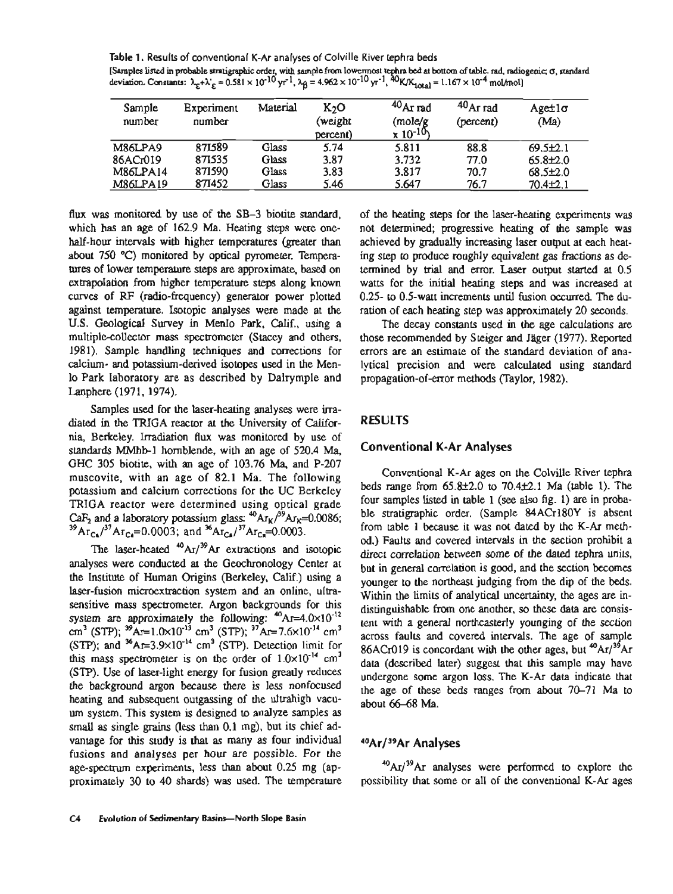**Table 1.** Results of conventional K-Ar analyses of Colville River tephra beds

[Samples listed in probable stratigraphic order, with sample from lowermost tephra bed at bottom of table. rad, radiogenic; σ, standard deviation. Constants: $\lambda_\varepsilon+\lambda'_\varepsilon = 0.581 \times 10^{-10}$ yr$^{-1}$, $\lambda_\beta = 4.962 \times 10^{-10}$ yr$^{-1}$, $^{40}K/K_{total} = 1.167 \times 10^{-4}$ mol/mol]

| Sample number | Experiment number | Material | $K_2O$ (weight percent) | $^{40}Ar$ rad (mole/g x $10^{-10}$) | $^{40}Ar$ rad (percent) | Age±1σ (Ma) |
|---|---|---|---|---|---|---|
| M86LPA9 | 871589 | Glass | 5.74 | 5.811 | 88.8 | 69.5±2.1 |
| 86ACr019 | 871535 | Glass | 3.87 | 3.732 | 77.0 | 65.8±2.0 |
| M86LPA14 | 871590 | Glass | 3.83 | 3.817 | 70.7 | 68.5±2.0 |
| M86LPA19 | 871452 | Glass | 5.46 | 5.647 | 76.7 | 70.4±2.1 |

flux was monitored by use of the SB-3 biotite standard, which has an age of 162.9 Ma. Heating steps were one-half-hour intervals with higher temperatures (greater than about 750 °C) monitored by optical pyrometer. Temperatures of lower temperature steps are approximate, based on extrapolation from higher temperature steps along known curves of RF (radio-frequency) generator power plotted against temperature. Isotopic analyses were made at the U.S. Geological Survey in Menlo Park, Calif., using a multiple-collector mass spectrometer (Stacey and others, 1981). Sample handling techniques and corrections for calcium- and potassium-derived isotopes used in the Menlo Park laboratory are as described by Dalrymple and Lanphere (1971, 1974).

Samples used for the laser-heating analyses were irradiated in the TRIGA reactor at the University of California, Berkeley. Irradiation flux was monitored by use of standards MMhb-1 hornblende, with an age of 520.4 Ma, GHC 305 biotite, with an age of 103.76 Ma, and P-207 muscovite, with an age of 82.1 Ma. The following potassium and calcium corrections for the UC Berkeley TRIGA reactor were determined using optical grade $CaF_2$ and a laboratory potassium glass: $^{40}Ar_K/^{39}Ar_K$=0.0086; $^{39}Ar_{Ca}/^{37}Ar_{Ca}$=0.0003; and $^{36}Ar_{Ca}/^{37}Ar_{Ca}$=0.0003.

The laser-heated $^{40}Ar/^{39}Ar$ extractions and isotopic analyses were conducted at the Geochronology Center at the Institute of Human Origins (Berkeley, Calif.) using a laser-fusion microextraction system and an online, ultrasensitive mass spectrometer. Argon backgrounds for this system are approximately the following: $^{40}Ar=4.0\times10^{-12}$ cm$^3$ (STP); $^{39}Ar=1.0\times10^{-13}$ cm$^3$ (STP); $^{37}Ar=7.6\times10^{-14}$ cm$^3$ (STP); and $^{36}Ar=3.9\times10^{-14}$ cm$^3$ (STP). Detection limit for this mass spectrometer is on the order of $1.0\times10^{-14}$ cm$^3$ (STP). Use of laser-light energy for fusion greatly reduces the background argon because there is less nonfocused heating and subsequent outgassing of the ultrahigh vacuum system. This system is designed to analyze samples as small as single grains (less than 0.1 mg), but its chief advantage for this study is that as many as four individual fusions and analyses per hour are possible. For the age-spectrum experiments, less than about 0.25 mg (approximately 30 to 40 shards) was used. The temperature of the heating steps for the laser-heating experiments was not determined; progressive heating of the sample was achieved by gradually increasing laser output at each heating step to produce roughly equivalent gas fractions as determined by trial and error. Laser output started at 0.5 watts for the initial heating steps and was increased at 0.25- to 0.5-watt increments until fusion occurred. The duration of each heating step was approximately 20 seconds.

The decay constants used in the age calculations are those recommended by Steiger and Jäger (1977). Reported errors are an estimate of the standard deviation of analytical precision and were calculated using standard propagation-of-error methods (Taylor, 1982).

## RESULTS

### Conventional K-Ar Analyses

Conventional K-Ar ages on the Colville River tephra beds range from 65.8±2.0 to 70.4±2.1 Ma (table 1). The four samples listed in table 1 (see also fig. 1) are in probable stratigraphic order. (Sample 84ACr180Y is absent from table 1 because it was not dated by the K-Ar method.) Faults and covered intervals in the section prohibit a direct correlation between some of the dated tephra units, but in general correlation is good, and the section becomes younger to the northeast judging from the dip of the beds. Within the limits of analytical uncertainty, the ages are indistinguishable from one another, so these data are consistent with a general northeasterly younging of the section across faults and covered intervals. The age of sample 86ACr019 is concordant with the other ages, but $^{40}Ar/^{39}Ar$ data (described later) suggest that this sample may have undergone some argon loss. The K-Ar data indicate that the age of these beds ranges from about 70–71 Ma to about 66–68 Ma.

### $^{40}Ar/^{39}Ar$ Analyses

$^{40}Ar/^{39}Ar$ analyses were performed to explore the possibility that some or all of the conventional K-Ar ages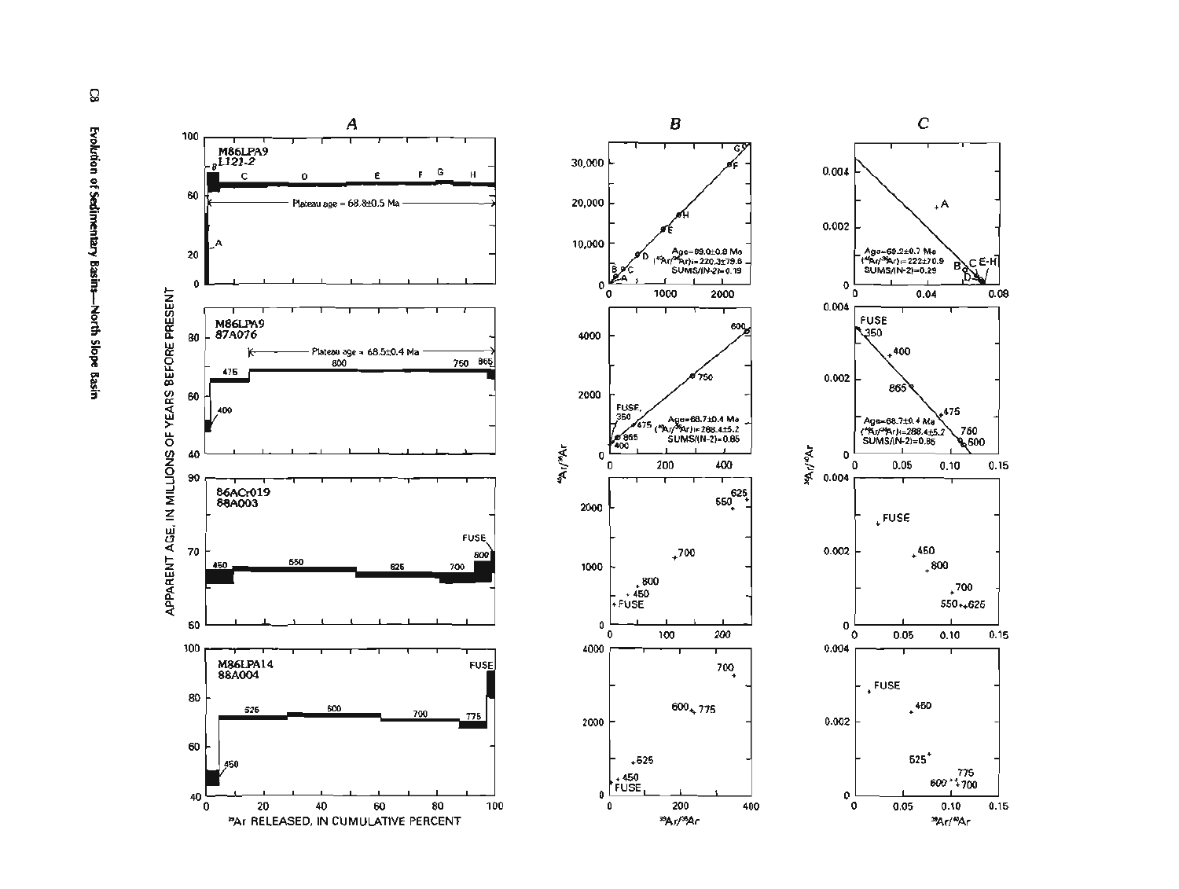A | B | C

**M86LPA9 L121-2**

Plateau age = 68.8±0.5 Ma

Age=69.0±0.8 Ma
($^{40}Ar/^{36}Ar$)i=220.3±79.8
SUMS/(N-2)=0.19

Age=69.2±0.7 Ma
($^{40}Ar/^{36}Ar$)i=222±70.9
SUMS/(N-2)=0.29

**M86LPA9 87A076**

Plateau age = 68.5±0.4 Ma

Age=68.7±0.4 Ma
($^{40}Ar/^{36}Ar$)i=288.4±5.2
SUMS/(N-2)=0.85

Age=68.7±0.4 Ma
($^{40}Ar/^{36}Ar$)i=288.4±5.2
SUMS/(N-2)=0.85

**86ACr019 88A003**

**M86LPA14 88A004**

APPARENT AGE, IN MILLIONS OF YEARS BEFORE PRESENT

$^{39}Ar$ RELEASED, IN CUMULATIVE PERCENT

$^{40}Ar/^{36}Ar$ vs. $^{39}Ar/^{36}Ar$

$^{36}Ar/^{40}Ar$ vs. $^{39}Ar/^{40}Ar$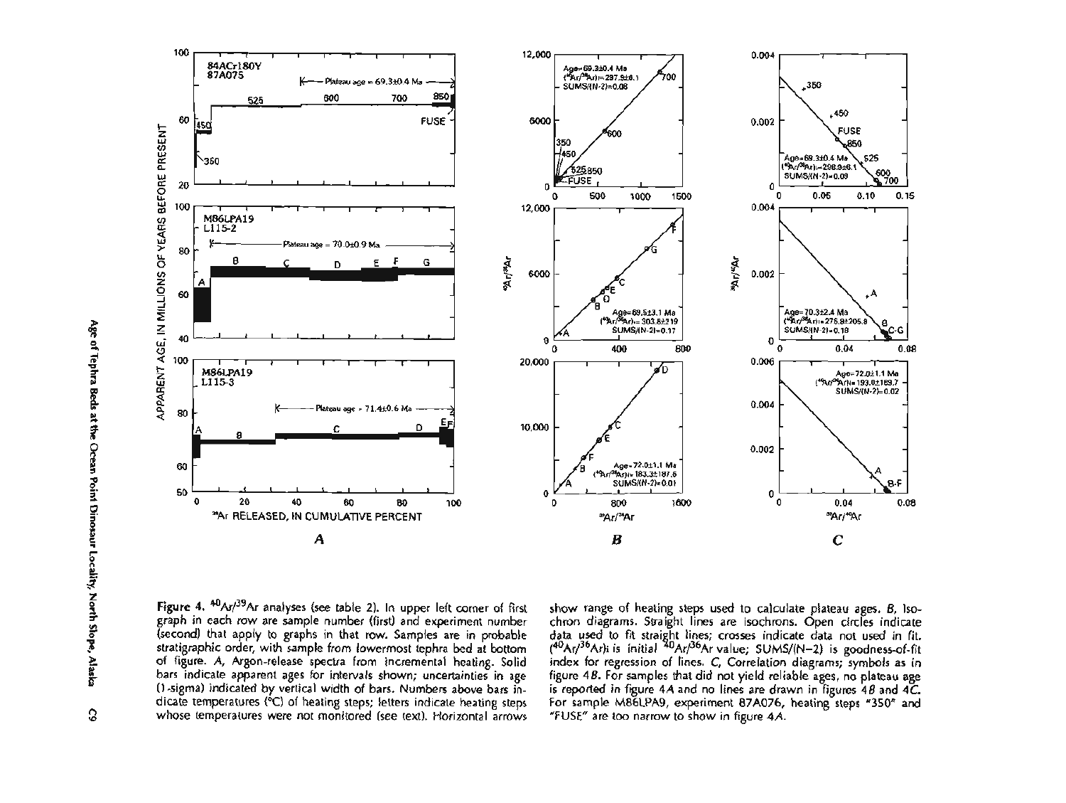**Figure 4.** $^{40}Ar/^{39}Ar$ analyses (see table 2). In upper left corner of first graph in each row are sample number (first) and experiment number (second) that apply to graphs in that row. Samples are in probable stratigraphic order, with sample from lowermost tephra bed at bottom of figure. *A*, Argon-release spectra from incremental heating. Solid bars indicate apparent ages for intervals shown; uncertainties in age (1-sigma) indicated by vertical width of bars. Numbers above bars indicate temperatures (°C) of heating steps; letters indicate heating steps whose temperatures were not monitored (see text). Horizontal arrows show range of heating steps used to calculate plateau ages. *B*, Isochron diagrams. Straight lines are isochrons. Open circles indicate data used to fit straight lines; crosses indicate data not used in fit. $(^{40}Ar/^{36}Ar)_i$ is initial $^{40}Ar/^{36}Ar$ value; SUMS/(N−2) is goodness-of-fit index for regression of lines. *C*, Correlation diagrams; symbols as in figure 4*B*. For samples that did not yield reliable ages, no plateau age is reported in figure 4*A* and no lines are drawn in figures 4*B* and 4*C*. For sample M86LPA9, experiment 87A076, heating steps "350" and "FUSE" are too narrow to show in figure 4*A*.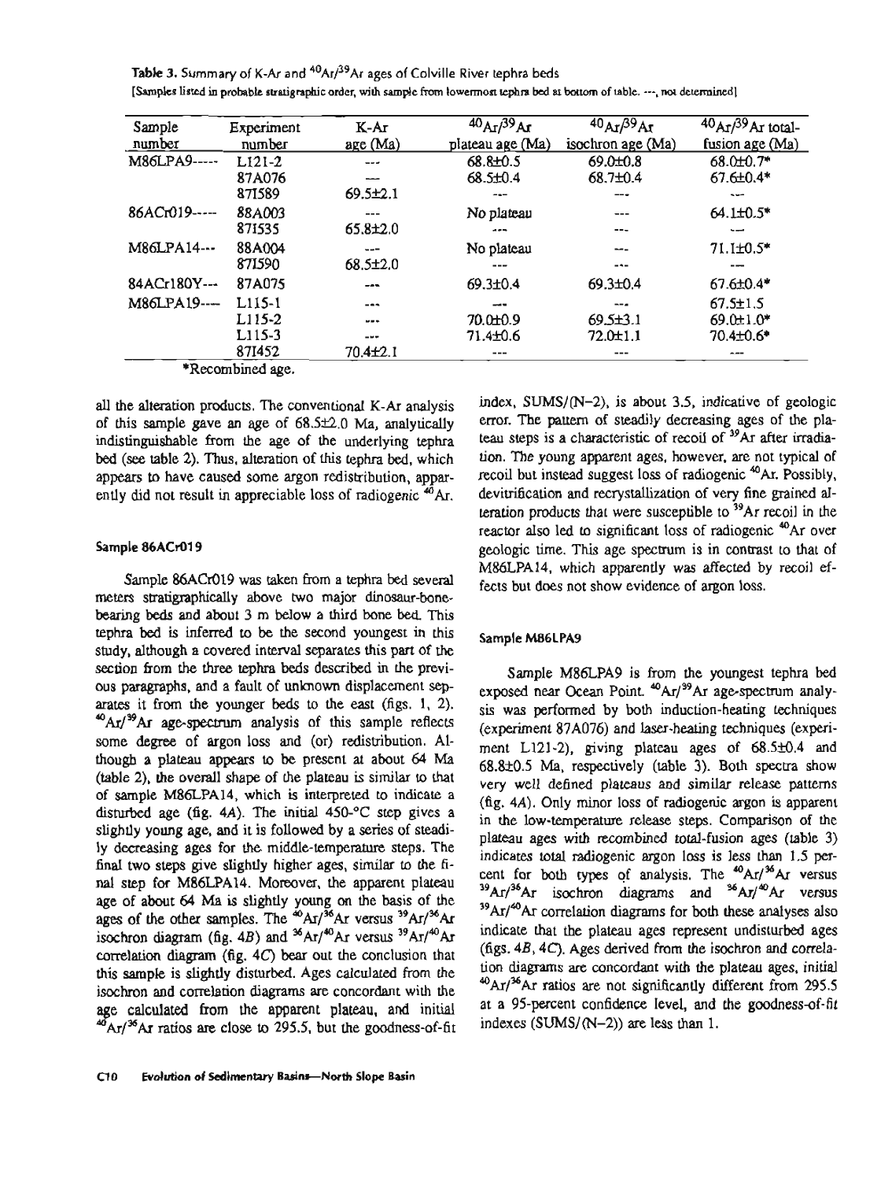**Table 3.** Summary of K-Ar and $^{40}Ar/^{39}Ar$ ages of Colville River tephra beds

[Samples listed in probable stratigraphic order, with sample from lowermost tephra bed at bottom of table. ---, not determined]

| Sample number | Experiment number | K-Ar age (Ma) | $^{40}Ar/^{39}Ar$ plateau age (Ma) | $^{40}Ar/^{39}Ar$ isochron age (Ma) | $^{40}Ar/^{39}Ar$ total-fusion age (Ma) |
|---|---|---|---|---|---|
| M86LPA9----- | L121-2 | --- | 68.8±0.5 | 69.0±0.8 | 68.0±0.7* |
| | 87A076 | --- | 68.5±0.4 | 68.7±0.4 | 67.6±0.4* |
| | 87I589 | 69.5±2.1 | --- | --- | --- |
| 86ACr019----- | 88A003 | --- | No plateau | --- | 64.1±0.5* |
| | 87I535 | 65.8±2.0 | --- | --- | --- |
| M86LPA14--- | 88A004 | --- | No plateau | --- | 71.1±0.5* |
| | 87I590 | 68.5±2.0 | --- | --- | --- |
| 84ACr180Y--- | 87A075 | --- | 69.3±0.4 | 69.3±0.4 | 67.6±0.4* |
| M86LPA19---- | L115-1 | --- | --- | --- | 67.5±1.5 |
| | L115-2 | --- | 70.0±0.9 | 69.5±3.1 | 69.0±1.0* |
| | L115-3 | --- | 71.4±0.6 | 72.0±1.1 | 70.4±0.6* |
| | 87I452 | 70.4±2.1 | --- | --- | --- |

*Recombined age.

all the alteration products. The conventional K-Ar analysis of this sample gave an age of 68.5±2.0 Ma, analytically indistinguishable from the age of the underlying tephra bed (see table 2). Thus, alteration of this tephra bed, which appears to have caused some argon redistribution, apparently did not result in appreciable loss of radiogenic $^{40}Ar$.

#### Sample 86ACr019

Sample 86ACr019 was taken from a tephra bed several meters stratigraphically above two major dinosaur-bone-bearing beds and about 3 m below a third bone bed. This tephra bed is inferred to be the second youngest in this study, although a covered interval separates this part of the section from the three tephra beds described in the previous paragraphs, and a fault of unknown displacement separates it from the younger beds to the east (figs. 1, 2). $^{40}Ar/^{39}Ar$ age-spectrum analysis of this sample reflects some degree of argon loss and (or) redistribution. Although a plateau appears to be present at about 64 Ma (table 2), the overall shape of the plateau is similar to that of sample M86LPA14, which is interpreted to indicate a disturbed age (fig. 4A). The initial 450-°C step gives a slightly young age, and it is followed by a series of steadily decreasing ages for the middle-temperature steps. The final two steps give slightly higher ages, similar to the final step for M86LPA14. Moreover, the apparent plateau age of about 64 Ma is slightly young on the basis of the ages of the other samples. The $^{40}Ar/^{36}Ar$ versus $^{39}Ar/^{36}Ar$ isochron diagram (fig. 4B) and $^{36}Ar/^{40}Ar$ versus $^{39}Ar/^{40}Ar$ correlation diagram (fig. 4C) bear out the conclusion that this sample is slightly disturbed. Ages calculated from the isochron and correlation diagrams are concordant with the age calculated from the apparent plateau, and initial $^{40}Ar/^{36}Ar$ ratios are close to 295.5, but the goodness-of-fit index, SUMS/(N−2), is about 3.5, indicative of geologic error. The pattern of steadily decreasing ages of the plateau steps is a characteristic of recoil of $^{39}Ar$ after irradiation. The young apparent ages, however, are not typical of recoil but instead suggest loss of radiogenic $^{40}Ar$. Possibly, devitrification and recrystallization of very fine grained alteration products that were susceptible to $^{39}Ar$ recoil in the reactor also led to significant loss of radiogenic $^{40}Ar$ over geologic time. This age spectrum is in contrast to that of M86LPA14, which apparently was affected by recoil effects but does not show evidence of argon loss.

#### Sample M86LPA9

Sample M86LPA9 is from the youngest tephra bed exposed near Ocean Point. $^{40}Ar/^{39}Ar$ age-spectrum analysis was performed by both induction-heating techniques (experiment 87A076) and laser-heating techniques (experiment L121-2), giving plateau ages of 68.5±0.4 and 68.8±0.5 Ma, respectively (table 3). Both spectra show very well defined plateaus and similar release patterns (fig. 4A). Only minor loss of radiogenic argon is apparent in the low-temperature release steps. Comparison of the plateau ages with recombined total-fusion ages (table 3) indicates total radiogenic argon loss is less than 1.5 percent for both types of analysis. The $^{40}Ar/^{36}Ar$ versus $^{39}Ar/^{36}Ar$ isochron diagrams and $^{36}Ar/^{40}Ar$ versus $^{39}Ar/^{40}Ar$ correlation diagrams for both these analyses also indicate that the plateau ages represent undisturbed ages (figs. 4B, 4C). Ages derived from the isochron and correlation diagrams are concordant with the plateau ages, initial $^{40}Ar/^{36}Ar$ ratios are not significantly different from 295.5 at a 95-percent confidence level, and the goodness-of-fit indexes (SUMS/(N−2)) are less than 1.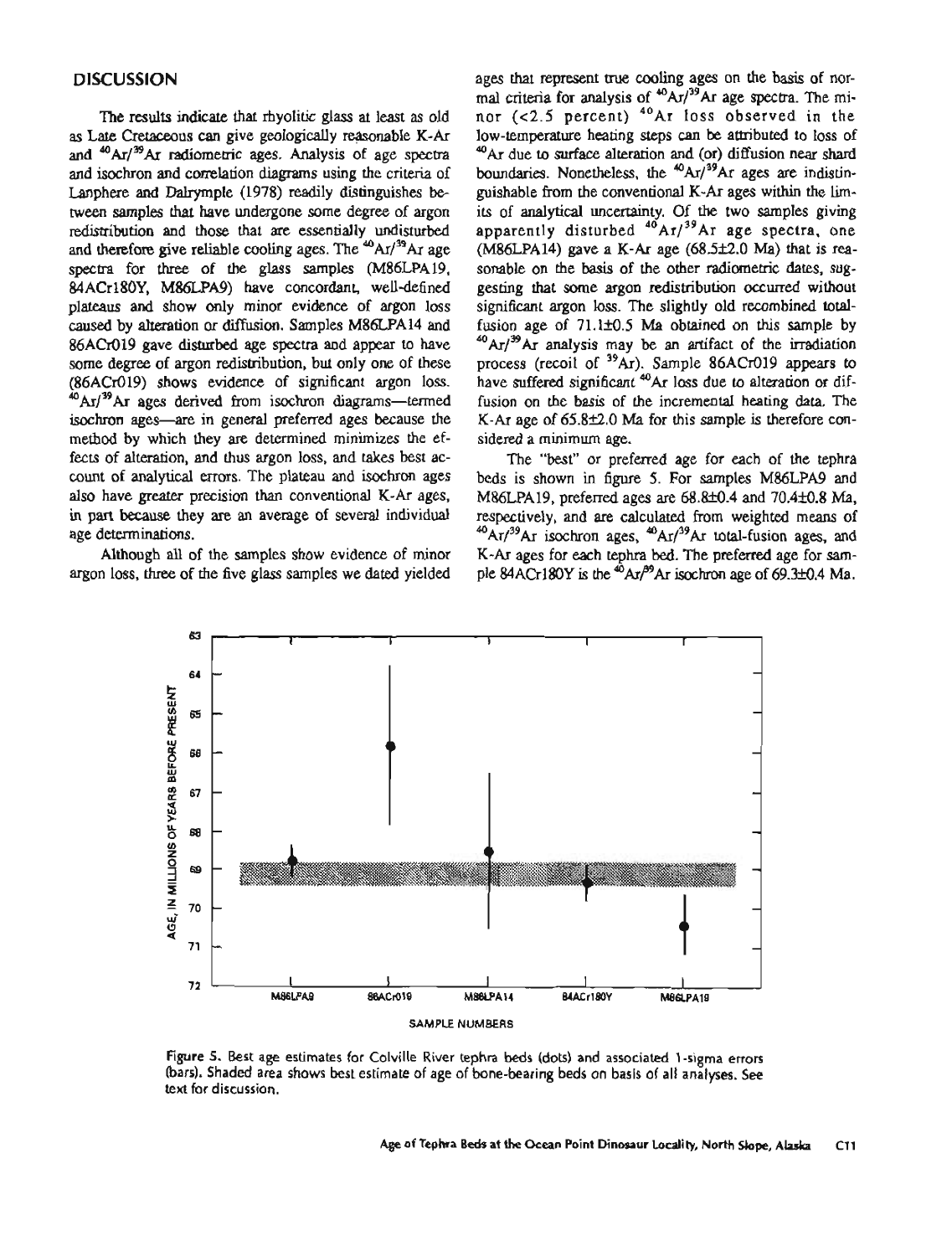## DISCUSSION

The results indicate that rhyolitic glass at least as old as Late Cretaceous can give geologically reasonable K-Ar and $^{40}Ar/^{39}Ar$ radiometric ages. Analysis of age spectra and isochron and correlation diagrams using the criteria of Lanphere and Dalrymple (1978) readily distinguishes between samples that have undergone some degree of argon redistribution and those that are essentially undisturbed and therefore give reliable cooling ages. The $^{40}Ar/^{39}Ar$ age spectra for three of the glass samples (M86LPA19, 84ACr180Y, M86LPA9) have concordant, well-defined plateaus and show only minor evidence of argon loss caused by alteration or diffusion. Samples M86LPA14 and 86ACr019 gave disturbed age spectra and appear to have some degree of argon redistribution, but only one of these (86ACr019) shows evidence of significant argon loss. $^{40}Ar/^{39}Ar$ ages derived from isochron diagrams—termed isochron ages—are in general preferred ages because the method by which they are determined minimizes the effects of alteration, and thus argon loss, and takes best account of analytical errors. The plateau and isochron ages also have greater precision than conventional K-Ar ages, in part because they are an average of several individual age determinations.

Although all of the samples show evidence of minor argon loss, three of the five glass samples we dated yielded ages that represent true cooling ages on the basis of normal criteria for analysis of $^{40}Ar/^{39}Ar$ age spectra. The minor (<2.5 percent) $^{40}Ar$ loss observed in the low-temperature heating steps can be attributed to loss of $^{40}Ar$ due to surface alteration and (or) diffusion near shard boundaries. Nonetheless, the $^{40}Ar/^{39}Ar$ ages are indistinguishable from the conventional K-Ar ages within the limits of analytical uncertainty. Of the two samples giving apparently disturbed $^{40}Ar/^{39}Ar$ age spectra, one (M86LPA14) gave a K-Ar age (68.5±2.0 Ma) that is reasonable on the basis of the other radiometric dates, suggesting that some argon redistribution occurred without significant argon loss. The slightly old recombined total-fusion age of 71.1±0.5 Ma obtained on this sample by $^{40}Ar/^{39}Ar$ analysis may be an artifact of the irradiation process (recoil of $^{39}Ar$). Sample 86ACr019 appears to have suffered significant $^{40}Ar$ loss due to alteration or diffusion on the basis of the incremental heating data. The K-Ar age of 65.8±2.0 Ma for this sample is therefore considered a minimum age.

The "best" or preferred age for each of the tephra beds is shown in figure 5. For samples M86LPA9 and M86LPA19, preferred ages are 68.8±0.4 and 70.4±0.8 Ma, respectively, and are calculated from weighted means of $^{40}Ar/^{39}Ar$ isochron ages, $^{40}Ar/^{39}Ar$ total-fusion ages, and K-Ar ages for each tephra bed. The preferred age for sample 84ACr180Y is the $^{40}Ar/^{39}Ar$ isochron age of 69.3±0.4 Ma.

Figure 5. Best age estimates for Colville River tephra beds (dots) and associated 1-sigma errors (bars). Shaded area shows best estimate of age of bone-bearing beds on basis of all analyses. See text for discussion.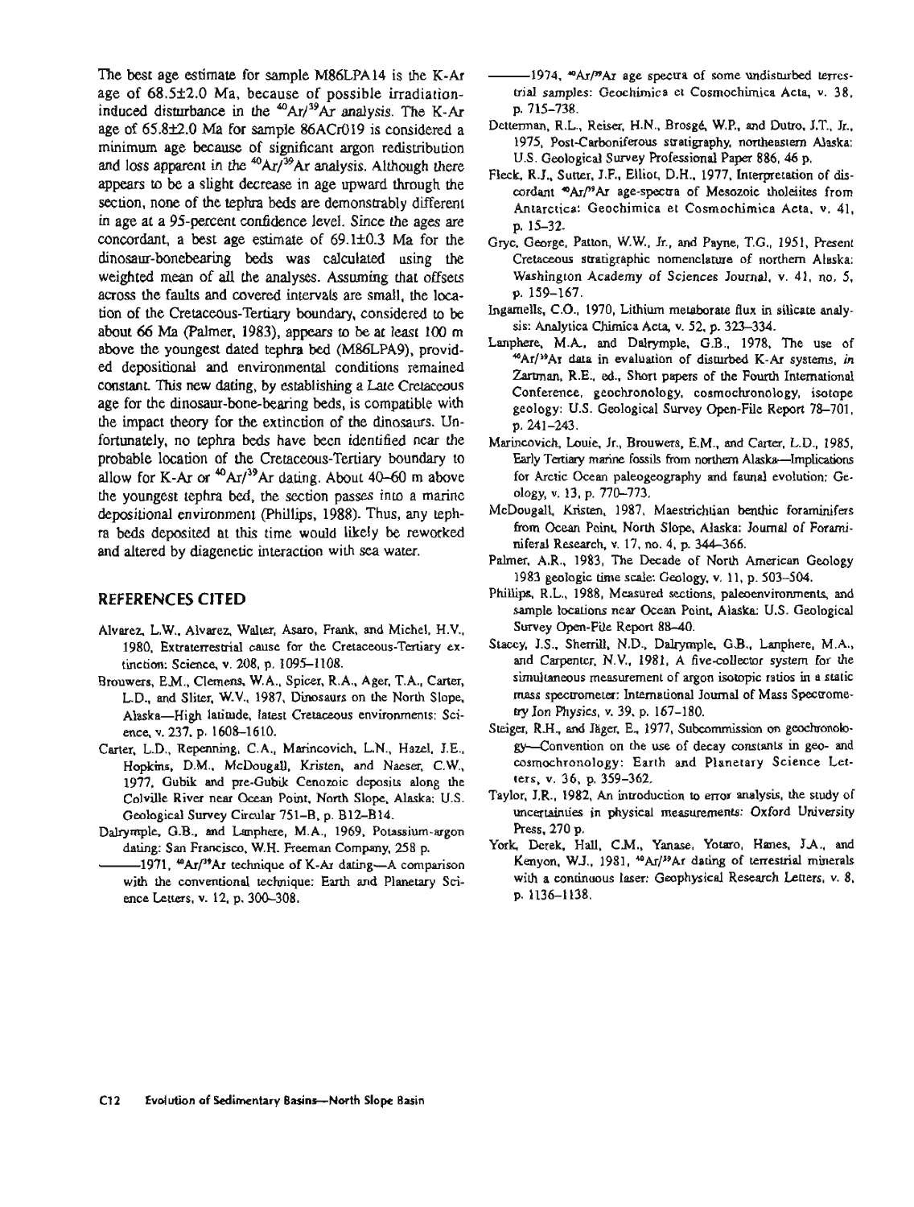The best age estimate for sample M86LPA14 is the K-Ar age of 68.5±2.0 Ma, because of possible irradiation-induced disturbance in the $^{40}Ar/^{39}Ar$ analysis. The K-Ar age of 65.8±2.0 Ma for sample 86ACr019 is considered a minimum age because of significant argon redistribution and loss apparent in the $^{40}Ar/^{39}Ar$ analysis. Although there appears to be a slight decrease in age upward through the section, none of the tephra beds are demonstrably different in age at a 95-percent confidence level. Since the ages are concordant, a best age estimate of 69.1±0.3 Ma for the dinosaur-bonebearing beds was calculated using the weighted mean of all the analyses. Assuming that offsets across the faults and covered intervals are small, the location of the Cretaceous-Tertiary boundary, considered to be about 66 Ma (Palmer, 1983), appears to be at least 100 m above the youngest dated tephra bed (M86LPA9), provided depositional and environmental conditions remained constant. This new dating, by establishing a Late Cretaceous age for the dinosaur-bone-bearing beds, is compatible with the impact theory for the extinction of the dinosaurs. Unfortunately, no tephra beds have been identified near the probable location of the Cretaceous-Tertiary boundary to allow for K-Ar or $^{40}Ar/^{39}Ar$ dating. About 40–60 m above the youngest tephra bed, the section passes into a marine depositional environment (Phillips, 1988). Thus, any tephra beds deposited at this time would likely be reworked and altered by diagenetic interaction with sea water.

## REFERENCES CITED

Alvarez, L.W., Alvarez, Walter, Asaro, Frank, and Michel, H.V., 1980, Extraterrestrial cause for the Cretaceous-Tertiary extinction: Science, v. 208, p. 1095–1108.

Brouwers, E.M., Clemens, W.A., Spicer, R.A., Ager, T.A., Carter, L.D., and Sliter, W.V., 1987, Dinosaurs on the North Slope, Alaska—High latitude, latest Cretaceous environments: Science, v. 237, p. 1608–1610.

Carter, L.D., Repenning, C.A., Marincovich, L.N., Hazel, J.E., Hopkins, D.M., McDougall, Kristen, and Naeser, C.W., 1977, Gubik and pre-Gubik Cenozoic deposits along the Colville River near Ocean Point, North Slope, Alaska: U.S. Geological Survey Circular 751-B, p. B12–B14.

Dalrymple, G.B., and Lanphere, M.A., 1969, Potassium-argon dating: San Francisco, W.H. Freeman Company, 258 p.

———1971, $^{40}Ar/^{39}Ar$ technique of K-Ar dating—A comparison with the conventional technique: Earth and Planetary Science Letters, v. 12, p. 300–308.

———1974, $^{40}Ar/^{39}Ar$ age spectra of some undisturbed terrestrial samples: Geochimica et Cosmochimica Acta, v. 38, p. 715–738.

Detterman, R.L., Reiser, H.N., Brosgé, W.P., and Dutro, J.T., Jr., 1975, Post-Carboniferous stratigraphy, northeastern Alaska: U.S. Geological Survey Professional Paper 886, 46 p.

Fleck, R.J., Sutter, J.F., Elliot, D.H., 1977, Interpretation of discordant $^{40}Ar/^{39}Ar$ age-spectra of Mesozoic tholeiites from Antarctica: Geochimica et Cosmochimica Acta, v. 41, p. 15–32.

Gryc, George, Patton, W.W., Jr., and Payne, T.G., 1951, Present Cretaceous stratigraphic nomenclature of northern Alaska: Washington Academy of Sciences Journal, v. 41, no. 5, p. 159–167.

Ingamells, C.O., 1970, Lithium metaborate flux in silicate analysis: Analytica Chimica Acta, v. 52, p. 323–334.

Lanphere, M.A., and Dalrymple, G.B., 1978, The use of $^{40}Ar/^{39}Ar$ data in evaluation of disturbed K-Ar systems, *in* Zartman, R.E., ed., Short papers of the Fourth International Conference, geochronology, cosmochronology, isotope geology: U.S. Geological Survey Open-File Report 78–701, p. 241–243.

Marincovich, Louie, Jr., Brouwers, E.M., and Carter, L.D., 1985, Early Tertiary marine fossils from northern Alaska—Implications for Arctic Ocean paleogeography and faunal evolution: Geology, v. 13, p. 770–773.

McDougall, Kristen, 1987, Maestrichtian benthic foraminifers from Ocean Point, North Slope, Alaska: Journal of Foraminiferal Research, v. 17, no. 4, p. 344–366.

Palmer, A.R., 1983, The Decade of North American Geology 1983 geologic time scale: Geology, v. 11, p. 503–504.

Phillips, R.L., 1988, Measured sections, paleoenvironments, and sample locations near Ocean Point, Alaska: U.S. Geological Survey Open-File Report 88–40.

Stacey, J.S., Sherrill, N.D., Dalrymple, G.B., Lanphere, M.A., and Carpenter, N.V., 1981, A five-collector system for the simultaneous measurement of argon isotopic ratios in a static mass spectrometer: International Journal of Mass Spectrometry Ion Physics, v. 39, p. 167–180.

Steiger, R.H., and Jäger, E., 1977, Subcommission on geochronology—Convention on the use of decay constants in geo- and cosmochronology: Earth and Planetary Science Letters, v. 36, p. 359–362.

Taylor, J.R., 1982, An introduction to error analysis, the study of uncertainties in physical measurements: Oxford University Press, 270 p.

York, Derek, Hall, C.M., Yanase, Yotaro, Hanes, J.A., and Kenyon, W.J., 1981, $^{40}Ar/^{39}Ar$ dating of terrestrial minerals with a continuous laser: Geophysical Research Letters, v. 8, p. 1136–1138.